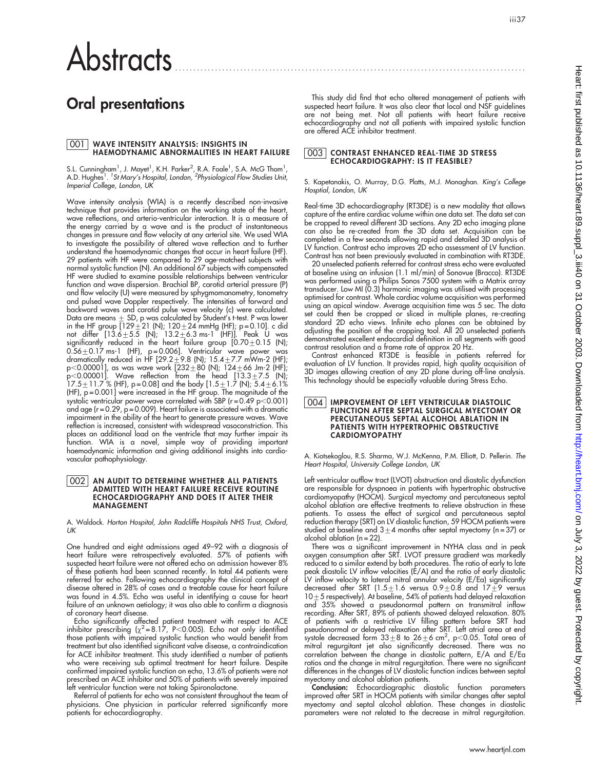# Abstracts

## Oral presentations

### 001 WAVE INTENSITY ANALYSIS: INSIGHTS IN HAEMODYNAMIC ABNORMALITIES IN HEART FAILURE

S.L. Cunningham[1], J. Mayet[1], K.H. Parker[2], R.A. Foale[1], S.A. McG Thom[1], A.D. Hughes[1]. *[1]St Mary's Hospital, London, [2]Physiological Flow Studies Unit, Imperial College, London, UK*

Wave intensity analysis (WIA) is a recently described non-invasive technique that provides information on the working state of the heart, wave reflections, and arterio-ventricular interaction. It is a measure of the energy carried by a wave and is the product of instantaneous changes in pressure and flow velocity at any arterial site. We used WIA to investigate the possibility of altered wave reflection and to further understand the haemodynamic changes that occur in heart failure (HF). 29 patients with HF were compared to 29 age-matched subjects with normal systolic function (N). An additional 67 subjects with compensated HF were studied to examine possible relationships between ventricular function and wave dispersion. Brachial BP, carotid arterial pressure (P) and flow velocity (U) were measured by sphygmomanometry, tonometry and pulsed wave Doppler respectively. The intensities of forward and backward waves and carotid pulse wave velocity (c) were calculated. Data are means $\pm$ SD, p was calculated by Student's t-test. P was lower in the HF group [$129\pm21$ (N); $120\pm24$ mmHg (HF); p = 0.10]. c did not differ [$13.6\pm5.5$ (N); $13.2\pm6.3$ ms-1 (HF)]. Peak U was significantly reduced in the heart failure group [$0.70\pm0.15$ (N); $0.56\pm0.17$ ms-1 (HF), p = 0.006]. Ventricular wave power was dramatically reduced in HF [$29.2\pm9.8$ (N); $15.4\pm7.7$ mWm-2 (HF); $p<0.00001$], as was wave work [$232\pm80$ (N); $124\pm66$ Jm-2 (HF); $p<0.00001$]. Wave reflection from the head [$13.3\pm7.5$ (N); $17.5\pm11.7$ % (HF), p = 0.08] and the body [$1.5\pm1.7$ (N); $5.4\pm6.1$% (HF), p = 0.001] were increased in the HF group. The magnitude of the systolic ventricular power wave correlated with SBP (r = 0.49 $p<0.001$) and age (r = 0.29, p = 0.009). Heart failure is associated with a dramatic impairment in the ability of the heart to generate pressure waves. Wave reflection is increased, consistent with widespread vasoconstriction. This places an additional load on the ventricle that may further impair its function. WIA is a novel, simple way of providing important haemodynamic information and giving additional insights into cardiovascular pathophysiology.

### 002 AN AUDIT TO DETERMINE WHETHER ALL PATIENTS ADMITTED WITH HEART FAILURE RECEIVE ROUTINE ECHOCARDIOGRAPHY AND DOES IT ALTER THEIR MANAGEMENT

A. Waldock. *Horton Hospital, John Radcliffe Hospitals NHS Trust, Oxford, UK*

One hundred and eight admissions aged 49–92 with a diagnosis of heart failure were retrospectively evaluated. 57% of patients with suspected heart failure were not offered echo on admission however 8% of these patients had been scanned recently. In total 44 patients were referred for echo. Following echocardiography the clinical concept of disease altered in 28% of cases and a treatable cause for heart failure was found in 4.5%. Echo was useful in identifying a cause for heart failure of an unknown aetiology; it was also able to confirm a diagnosis of coronary heart disease.

Echo significantly affected patient treatment with respect to ACE inhibitor prescribing ($\chi^2 = 8.17$, $P<0.005$). Echo not only identified those patients with impaired systolic function who would benefit from treatment but also identified significant valve disease, a contraindication for ACE inhibitor treatment. This study identified a number of patients who were receiving sub optimal treatment for heart failure. Despite confirmed impaired systolic function on echo, 13.6% of patients were not prescribed an ACE inhibitor and 50% of patients with severely impaired left ventricular function were not taking Spironolactone.

Referral of patients for echo was not consistent throughout the team of physicians. One physician in particular referred significantly more patients for echocardiography.

This study did find that echo altered management of patients with suspected heart failure. It was also clear that local and NSF guidelines are not being met. Not all patients with heart failure receive echocardiography and not all patients with impaired systolic function are offered ACE inhibitor treatment.

### 003 CONTRAST ENHANCED REAL-TIME 3D STRESS ECHOCARDIOGRAPHY: IS IT FEASIBLE?

S. Kapetanakis, O. Murray, D.G. Platts, M.J. Monaghan. *King's College Hosptial, London, UK*

Real-time 3D echocardiography (RT3DE) is a new modality that allows capture of the entire cardiac volume within one data set. The data set can be cropped to reveal different 3D sections. Any 2D echo imaging plane can also be re-created from the 3D data set. Acquisition can be completed in a few seconds allowing rapid and detailed 3D analysis of LV function. Contrast echo improves 2D echo assessment of LV function. Contrast has not been previously evaluated in combination with RT3DE.

20 unselected patients referred for contrast stress echo were evaluated at baseline using an infusion (1.1 ml/min) of Sonovue (Bracco). RT3DE was performed using a Philips Sonos 7500 system with a Matrix array transducer. Low MI (0.3) harmonic imaging was utilised with processing optimised for contrast. Whole cardiac volume acquisition was performed using an apical window. Average acquisition time was 5 sec. The data set could then be cropped or sliced in multiple planes, re-creating standard 2D echo views. Infinite echo planes can be obtained by adjusting the position of the cropping tool. All 20 unselected patients demonstrated excellent endocardial definition in all segments with good contrast resolution and a frame rate of approx 20 Hz.

Contrast enhanced RT3DE is feasible in patients referred for evaluation of LV function. It provides rapid, high quality acquisition of 3D images allowing creation of any 2D plane during off-line analysis. This technology should be especially valuable during Stress Echo.

### 004 IMPROVEMENT OF LEFT VENTRICULAR DIASTOLIC FUNCTION AFTER SEPTAL SURGICAL MYECTOMY OR PERCUTANEOUS SEPTAL ALCOHOL ABLATION IN PATIENTS WITH HYPERTROPHIC OBSTRUCTIVE CARDIOMYOPATHY

A. Kiotsekoglou, R.S. Sharma, W.J. McKenna, P.M. Elliott, D. Pellerin. *The Heart Hospital, University College London, UK*

Left ventricular outflow tract (LVOT) obstruction and diastolic dysfunction are responsible for dyspnoea in patients with hypertrophic obstructive cardiomyopathy (HOCM). Surgical myectomy and percutaneous septal alcohol ablation are effective treatments to relieve obstruction in these patients. To assess the effect of surgical and percutaneous septal reduction therapy (SRT) on LV diastolic function, 59 HOCM patients were studied at baseline and $3\pm4$ months after septal myectomy (n = 37) or alcohol ablation (n = 22).

There was a significant improvement in NYHA class and in peak oxygen consumption after SRT. LVOT pressure gradient was markedly reduced to a similar extend by both procedures. The ratio of early to late peak diastolic LV inflow velocities (E/A) and the ratio of early diastolic LV inflow velocity to lateral mitral annular velocity (E/Ea) significantly decreased after SRT ($1.5\pm1.6$ versus $0.9\pm0.8$ and $17\pm9$ versus $10\pm5$ respectively). At baseline, 54% of patients had delayed relaxation and 35% showed a pseudonormal pattern on transmitral inflow recording. After SRT, 89% of patients showed delayed relaxation. 80% of patients with a restrictive LV filling pattern before SRT had pseudonormal or delayed relaxation after SRT. Left atrial area at end systole decreased form $33\pm8$ to $26\pm6$ cm$^2$, $p<0.05$. Total area of mitral regurgitant jet also significantly decreased. There was no correlation between the change in diastolic pattern, E/A and E/Ea ratios and the change in mitral regurgitation. There were no significant differences in the changes of LV diastolic function indices between septal myectomy and alcohol ablation patients.

**Conclusion:** Echocardiographic diastolic function parameters improved after SRT in HOCM patients with similar changes after septal myectomy and septal alcohol ablation. These changes in diastolic parameters were not related to the decrease in mitral regurgitation.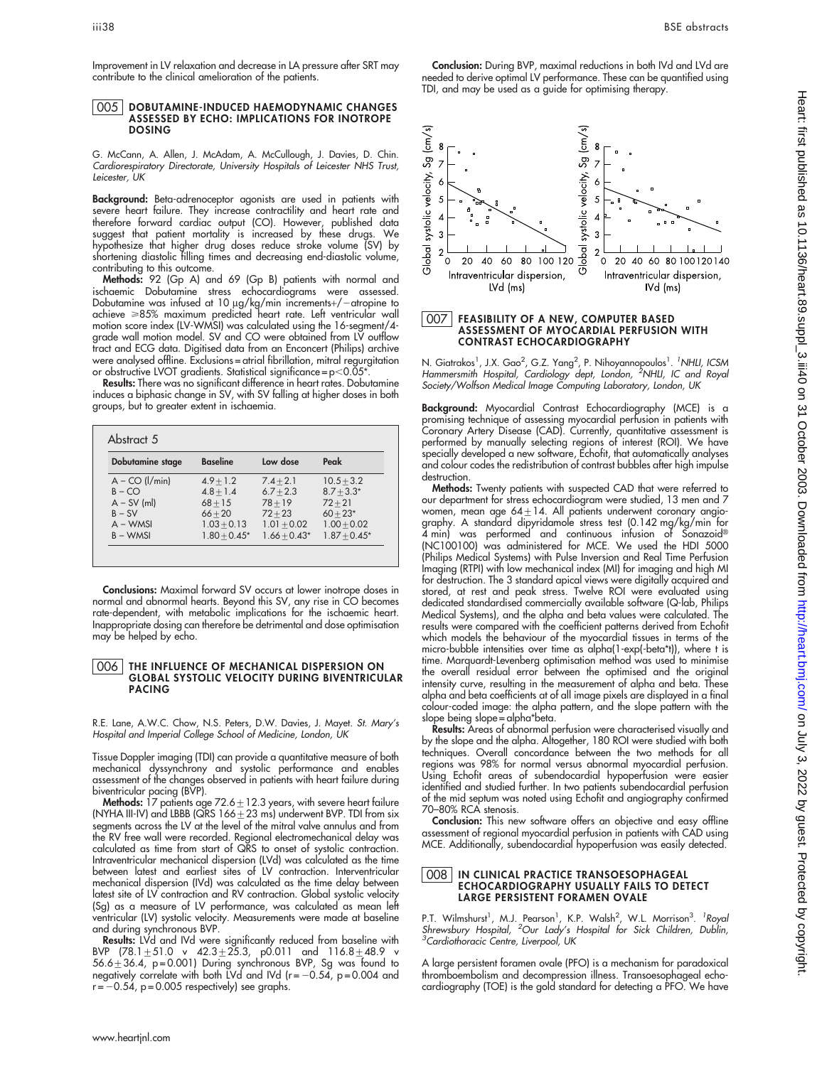Improvement in LV relaxation and decrease in LA pressure after SRT may contribute to the clinical amelioration of the patients.

## 005 DOBUTAMINE-INDUCED HAEMODYNAMIC CHANGES ASSESSED BY ECHO: IMPLICATIONS FOR INOTROPE DOSING

G. McCann, A. Allen, J. McAdam, A. McCullough, J. Davies, D. Chin. *Cardiorespiratory Directorate, University Hospitals of Leicester NHS Trust, Leicester, UK*

**Background:** Beta-adrenoceptor agonists are used in patients with severe heart failure. They increase contractility and heart rate and therefore forward cardiac output (CO). However, published data suggest that patient mortality is increased by these drugs. We hypothesize that higher drug doses reduce stroke volume (SV) by shortening diastolic filling times and decreasing end-diastolic volume, contributing to this outcome.

**Methods:** 92 (Gp A) and 69 (Gp B) patients with normal and ischaemic Dobutamine stress echocardiograms were assessed. Dobutamine was infused at 10 μg/kg/min increments+/−atropine to achieve ⩾85% maximum predicted heart rate. Left ventricular wall motion score index (LV-WMSI) was calculated using the 16-segment/4-grade wall motion model. SV and CO were obtained from LV outflow tract and ECG data. Digitised data from an Enconcert (Philips) archive were analysed offline. Exclusions = atrial fibrillation, mitral regurgitation or obstructive LVOT gradients. Statistical significance = $p<0.05$*.

**Results:** There was no significant difference in heart rates. Dobutamine induces a biphasic change in SV, with SV falling at higher doses in both groups, but to greater extent in ischaemia.

Abstract 5

| Dobutamine stage | Baseline | Low dose | Peak |
|---|---|---|---|
| A – CO (l/min) | 4.9±1.2 | 7.4±2.1 | 10.5±3.2 |
| B – CO | 4.8±1.4 | 6.7±2.3 | 8.7±3.3* |
| A – SV (ml) | 68±15 | 78±19 | 72±21 |
| B – SV | 66±20 | 72±23 | 60±23* |
| A – WMSI | 1.03±0.13 | 1.01±0.02 | 1.00±0.02 |
| B – WMSI | 1.80±0.45* | 1.66±0.43* | 1.87±0.45* |

**Conclusions:** Maximal forward SV occurs at lower inotrope doses in normal and abnormal hearts. Beyond this SV, any rise in CO becomes rate-dependent, with metabolic implications for the ischaemic heart. Inappropriate dosing can therefore be detrimental and dose optimisation may be helped by echo.

## 006 THE INFLUENCE OF MECHANICAL DISPERSION ON GLOBAL SYSTOLIC VELOCITY DURING BIVENTRICULAR PACING

R.E. Lane, A.W.C. Chow, N.S. Peters, D.W. Davies, J. Mayet. *St. Mary's Hospital and Imperial College School of Medicine, London, UK*

Tissue Doppler imaging (TDI) can provide a quantitative measure of both mechanical dyssynchrony and systolic performance and enables assessment of the changes observed in patients with heart failure during biventricular pacing (BVP).

**Methods:** 17 patients age 72.6±12.3 years, with severe heart failure (NYHA III-IV) and LBBB (QRS 166±23 ms) underwent BVP. TDI from six segments across the LV at the level of the mitral valve annulus and from the RV free wall were recorded. Regional electromechanical delay was calculated as time from start of QRS to onset of systolic contraction. Intraventricular mechanical dispersion (LVd) was calculated as the time between latest and earliest sites of LV contraction. Interventricular mechanical dispersion (IVd) was calculated as the time delay between latest site of LV contraction and RV contraction. Global systolic velocity (Sg) as a measure of LV performance, was calculated as mean left ventricular (LV) systolic velocity. Measurements were made at baseline and during synchronous BVP.

**Results:** LVd and IVd were significantly reduced from baseline with BVP (78.1±51.0 v 42.3±25.3, p0.011 and 116.8±48.9 v 56.6±36.4, p=0.001) During synchronous BVP, Sg was found to negatively correlate with both LVd and IVd ($r=-0.54$, $p=0.004$ and $r=-0.54$, $p=0.005$ respectively) see graphs.

**Conclusion:** During BVP, maximal reductions in both IVd and LVd are needed to derive optimal LV performance. These can be quantified using TDI, and may be used as a guide for optimising therapy.

## 007 FEASIBILITY OF A NEW, COMPUTER BASED ASSESSMENT OF MYOCARDIAL PERFUSION WITH CONTRAST ECHOCARDIOGRAPHY

N. Giatrakos[1], J.X. Gao[2], G.Z. Yang[2], P. Nihoyannopoulos[1]. [1]*NHLI, ICSM Hammersmith Hospital, Cardiology dept, London,* [2]*NHLI, IC and Royal Society/Wolfson Medical Image Computing Laboratory, London, UK*

**Background:** Myocardial Contrast Echocardiography (MCE) is a promising technique of assessing myocardial perfusion in patients with Coronary Artery Disease (CAD). Currently, quantitative assessment is performed by manually selecting regions of interest (ROI). We have specially developed a new software, Echofit, that automatically analyses and colour codes the redistribution of contrast bubbles after high impulse destruction.

**Methods:** Twenty patients with suspected CAD that were referred to our department for stress echocardiogram were studied, 13 men and 7 women, mean age 64±14. All patients underwent coronary angiography. A standard dipyridamole stress test (0.142 mg/kg/min for 4 min) was performed and continuous infusion of Sonazoid® (NC100100) was administered for MCE. We used the HDI 5000 (Philips Medical Systems) with Pulse Inversion and Real Time Perfusion Imaging (RTPI) with low mechanical index (MI) for imaging and high MI for destruction. The 3 standard apical views were digitally acquired and stored, at rest and peak stress. Twelve ROI were evaluated using dedicated standardised commercially available software (Q-lab, Philips Medical Systems), and the alpha and beta values were calculated. The results were compared with the coefficient patterns derived from Echofit which models the behaviour of the myocardial tissues in terms of the micro-bubble intensities over time as alpha(1-exp(-beta*t)), where t is time. Marquardt-Levenberg optimisation method was used to minimise the overall residual error between the optimised and the original intensity curve, resulting in the measurement of alpha and beta. These alpha and beta coefficients at of all image pixels are displayed in a final colour-coded image: the alpha pattern, and the slope pattern with the slope being slope=alpha*beta.

**Results:** Areas of abnormal perfusion were characterised visually and by the slope and the alpha. Altogether, 180 ROI were studied with both techniques. Overall concordance between the two methods for all regions was 98% for normal versus abnormal myocardial perfusion. Using Echofit areas of subendocardial hypoperfusion were easier identified and studied further. In two patients subendocardial perfusion of the mid septum was noted using Echofit and angiography confirmed 70–80% RCA stenosis.

**Conclusion:** This new software offers an objective and easy offline assessment of regional myocardial perfusion in patients with CAD using MCE. Additionally, subendocardial hypoperfusion was easily detected.

## 008 IN CLINICAL PRACTICE TRANSOESOPHAGEAL ECHOCARDIOGRAPHY USUALLY FAILS TO DETECT LARGE PERSISTENT FORAMEN OVALE

P.T. Wilmshurst[1], M.J. Pearson[1], K.P. Walsh[2], W.L. Morrison[3]. [1]*Royal Shrewsbury Hospital,* [2]*Our Lady's Hospital for Sick Children, Dublin,* [3]*Cardiothoracic Centre, Liverpool, UK*

A large persistent foramen ovale (PFO) is a mechanism for paradoxical thromboembolism and decompression illness. Transoesophageal echocardiography (TOE) is the gold standard for detecting a PFO. We have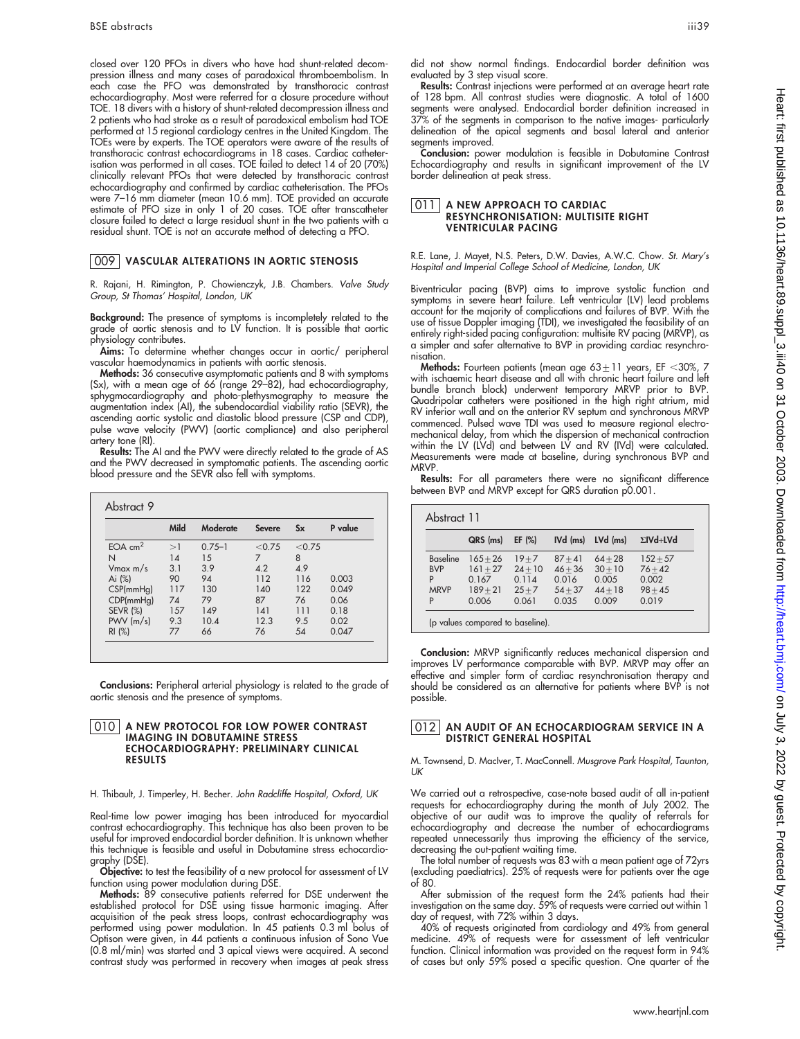closed over 120 PFOs in divers who have had shunt-related decompression illness and many cases of paradoxical thromboembolism. In each case the PFO was demonstrated by transthoracic contrast echocardiography. Most were referred for a closure procedure without TOE. 18 divers with a history of shunt-related decompression illness and 2 patients who had stroke as a result of paradoxical embolism had TOE performed at 15 regional cardiology centres in the United Kingdom. The TOEs were by experts. The TOE operators were aware of the results of transthoracic contrast echocardiograms in 18 cases. Cardiac catheterisation was performed in all cases. TOE failed to detect 14 of 20 (70%) clinically relevant PFOs that were detected by transthoracic contrast echocardiography and confirmed by cardiac catheterisation. The PFOs were 7–16 mm diameter (mean 10.6 mm). TOE provided an accurate estimate of PFO size in only 1 of 20 cases. TOE after transcatheter closure failed to detect a large residual shunt in the two patients with a residual shunt. TOE is not an accurate method of detecting a PFO.

## 009 VASCULAR ALTERATIONS IN AORTIC STENOSIS

R. Rajani, H. Rimington, P. Chowienczyk, J.B. Chambers. *Valve Study Group, St Thomas' Hospital, London, UK*

**Background:** The presence of symptoms is incompletely related to the grade of aortic stenosis and to LV function. It is possible that aortic physiology contributes.

**Aims:** To determine whether changes occur in aortic/ peripheral vascular haemodynamics in patients with aortic stenosis.

**Methods:** 36 consecutive asymptomatic patients and 8 with symptoms (Sx), with a mean age of 66 (range 29–82), had echocardiography, sphygmocardiography and photo-plethysmography to measure the augmentation index (AI), the subendocardial viability ratio (SEVR), the ascending aortic systolic and diastolic blood pressure (CSP and CDP), pulse wave velocity (PWV) (aortic compliance) and also peripheral artery tone (RI).

**Results:** The AI and the PWV were directly related to the grade of AS and the PWV decreased in symptomatic patients. The ascending aortic blood pressure and the SEVR also fell with symptoms.

Abstract 9

| | Mild | Moderate | Severe | Sx | P value |
|---|---|---|---|---|---|
| EOA $cm^2$ | >1 | 0.75–1 | <0.75 | <0.75 | |
| N | 14 | 15 | 7 | 8 | |
| Vmax m/s | 3.1 | 3.9 | 4.2 | 4.9 | |
| Ai (%) | 90 | 94 | 112 | 116 | 0.003 |
| CSP(mmHg) | 117 | 130 | 140 | 122 | 0.049 |
| CDP(mmHg) | 74 | 79 | 87 | 76 | 0.06 |
| SEVR (%) | 157 | 149 | 141 | 111 | 0.18 |
| PWV (m/s) | 9.3 | 10.4 | 12.3 | 9.5 | 0.02 |
| RI (%) | 77 | 66 | 76 | 54 | 0.047 |

**Conclusions:** Peripheral arterial physiology is related to the grade of aortic stenosis and the presence of symptoms.

## 010 A NEW PROTOCOL FOR LOW POWER CONTRAST IMAGING IN DOBUTAMINE STRESS ECHOCARDIOGRAPHY: PRELIMINARY CLINICAL RESULTS

H. Thibault, J. Timperley, H. Becher. *John Radcliffe Hospital, Oxford, UK*

Real-time low power imaging has been introduced for myocardial contrast echocardiography. This technique has also been proven to be useful for improved endocardial border definition. It is unknown whether this technique is feasible and useful in Dobutamine stress echocardiography (DSE).

**Objective:** to test the feasibility of a new protocol for assessment of LV function using power modulation during DSE.

**Methods:** 89 consecutive patients referred for DSE underwent the established protocol for DSE using tissue harmonic imaging. After acquisition of the peak stress loops, contrast echocardiography was performed using power modulation. In 45 patients 0.3 ml bolus of Optison were given, in 44 patients a continuous infusion of Sono Vue (0.8 ml/min) was started and 3 apical views were acquired. A second contrast study was performed in recovery when images at peak stress did not show normal findings. Endocardial border definition was evaluated by 3 step visual score.

**Results:** Contrast injections were performed at an average heart rate of 128 bpm. All contrast studies were diagnostic. A total of 1600 segments were analysed. Endocardial border definition increased in 37% of the segments in comparison to the native images- particularly delineation of the apical segments and basal lateral and anterior segments improved.

**Conclusion:** power modulation is feasible in Dobutamine Contrast Echocardiography and results in significant improvement of the LV border delineation at peak stress.

## 011 A NEW APPROACH TO CARDIAC RESYNCHRONISATION: MULTISITE RIGHT VENTRICULAR PACING

R.E. Lane, J. Mayet, N.S. Peters, D.W. Davies, A.W.C. Chow. *St. Mary's Hospital and Imperial College School of Medicine, London, UK*

Biventricular pacing (BVP) aims to improve systolic function and symptoms in severe heart failure. Left ventricular (LV) lead problems account for the majority of complications and failures of BVP. With the use of tissue Doppler imaging (TDI), we investigated the feasibility of an entirely right-sided pacing configuration: multisite RV pacing (MRVP), as a simpler and safer alternative to BVP in providing cardiac resynchronisation.

**Methods:** Fourteen patients (mean age 63±11 years, EF <30%, 7 with ischaemic heart disease and all with chronic heart failure and left bundle branch block) underwent temporary MRVP prior to BVP. Quadripolar catheters were positioned in the high right atrium, mid RV inferior wall and on the anterior RV septum and synchronous MRVP commenced. Pulsed wave TDI was used to measure regional electromechanical delay, from which the dispersion of mechanical contraction within the LV (LVd) and between LV and RV (IVd) were calculated. Measurements were made at baseline, during synchronous BVP and MRVP.

**Results:** For all parameters there were no significant difference between BVP and MRVP except for QRS duration p0.001.

Abstract 11

| | QRS (ms) | EF (%) | IVd (ms) | LVd (ms) | ΣIVd+LVd |
|---|---|---|---|---|---|
| Baseline | 165±26 | 19±7 | 87±41 | 64±28 | 152±57 |
| BVP | 161±27 | 24±10 | 46±36 | 30±10 | 76±42 |
| P | 0.167 | 0.114 | 0.016 | 0.005 | 0.002 |
| MRVP | 189±21 | 25±7 | 54±37 | 44±18 | 98±45 |
| P | 0.006 | 0.061 | 0.035 | 0.009 | 0.019 |

(p values compared to baseline).

**Conclusion:** MRVP significantly reduces mechanical dispersion and improves LV performance comparable with BVP. MRVP may offer an effective and simpler form of cardiac resynchronisation therapy and should be considered as an alternative for patients where BVP is not possible.

## 012 AN AUDIT OF AN ECHOCARDIOGRAM SERVICE IN A DISTRICT GENERAL HOSPITAL

M. Townsend, D. MacIver, T. MacConnell. *Musgrove Park Hospital, Taunton, UK*

We carried out a retrospective, case-note based audit of all in-patient requests for echocardiography during the month of July 2002. The objective of our audit was to improve the quality of referrals for echocardiography and decrease the number of echocardiograms repeated unnecessarily thus improving the efficiency of the service, decreasing the out-patient waiting time.

The total number of requests was 83 with a mean patient age of 72yrs (excluding paediatrics). 25% of requests were for patients over the age of 80.

After submission of the request form the 24% patients had their investigation on the same day. 59% of requests were carried out within 1 day of request, with 72% within 3 days.

40% of requests originated from cardiology and 49% from general medicine. 49% of requests were for assessment of left ventricular function. Clinical information was provided on the request form in 94% of cases but only 59% posed a specific question. One quarter of the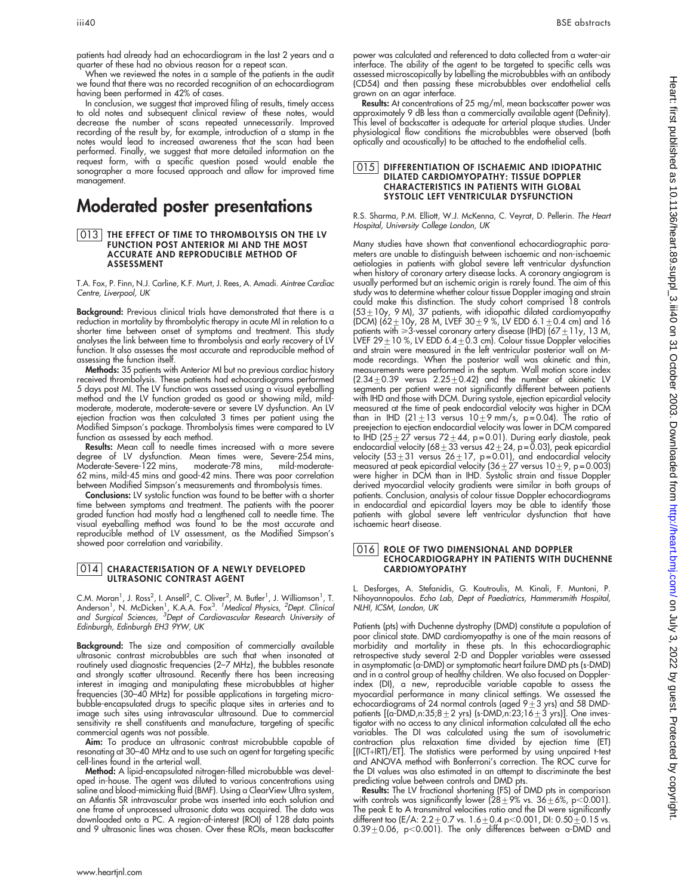patients had already had an echocardiogram in the last 2 years and a quarter of these had no obvious reason for a repeat scan.

When we reviewed the notes in a sample of the patients in the audit we found that there was no recorded recognition of an echocardiogram having been performed in 42% of cases.

In conclusion, we suggest that improved filing of results, timely access to old notes and subsequent clinical review of these notes, would decrease the number of scans repeated unnecessarily. Improved recording of the result by, for example, introduction of a stamp in the notes would lead to increased awareness that the scan had been performed. Finally, we suggest that more detailed information on the request form, with a specific question posed would enable the sonographer a more focused approach and allow for improved time management.

# Moderated poster presentations

## 013 THE EFFECT OF TIME TO THROMBOLYSIS ON THE LV FUNCTION POST ANTERIOR MI AND THE MOST ACCURATE AND REPRODUCIBLE METHOD OF ASSESSMENT

T.A. Fox, P. Finn, N.J. Carline, K.F. Murt, J. Rees, A. Amadi. *Aintree Cardiac Centre, Liverpool, UK*

**Background:** Previous clinical trials have demonstrated that there is a reduction in mortality by thrombolytic therapy in acute MI in relation to a shorter time between onset of symptoms and treatment. This study analyses the link between time to thrombolysis and early recovery of LV function. It also assesses the most accurate and reproducible method of assessing the function itself.

**Methods:** 35 patients with Anterior MI but no previous cardiac history received thrombolysis. These patients had echocardiograms performed 5 days post MI. The LV function was assessed using a visual eyeballing method and the LV function graded as good or showing mild, mild-moderate, moderate, moderate-severe or severe LV dysfunction. An LV ejection fraction was then calculated 3 times per patient using the Modified Simpson's package. Thrombolysis times were compared to LV function as assessed by each method.

**Results:** Mean call to needle times increased with a more severe degree of LV dysfunction. Mean times were, Severe-254 mins, Moderate-Severe-122 mins, moderate-78 mins, mild-moderate-62 mins, mild-45 mins and good-42 mins. There was poor correlation between Modified Simpson's measurements and thrombolysis times.

**Conclusions:** LV systolic function was found to be better with a shorter time between symptoms and treatment. The patients with the poorer graded function had mostly had a lengthened call to needle time. The visual eyeballing method was found to be the most accurate and reproducible method of LV assessment, as the Modified Simpson's showed poor correlation and variability.

## 014 CHARACTERISATION OF A NEWLY DEVELOPED ULTRASONIC CONTRAST AGENT

C.M. Moran[1], J. Ross[2], I. Ansell[2], C. Oliver[2], M. Butler[1], J. Williamson[1], T. Anderson[1], N. McDicken[1], K.A.A. Fox[3]. [1]*Medical Physics,* [2]*Dept. Clinical and Surgical Sciences,* [3]*Dept of Cardiovascular Research University of Edinburgh, Edinburgh EH3 9YW, UK*

**Background:** The size and composition of commercially available ultrasonic contrast microbubbles are such that when insonated at routinely used diagnostic frequencies (2–7 MHz), the bubbles resonate and strongly scatter ultrasound. Recently there has been increasing interest in imaging and manipulating these microbubbles at higher frequencies (30–40 MHz) for possible applications in targeting microbubble-encapsulated drugs to specific plaque sites in arteries and to image such sites using intravascular ultrasound. Due to commercial sensitivity re shell constituents and manufacture, targeting of specific commercial agents was not possible.

**Aim:** To produce an ultrasonic contrast microbubble capable of resonating at 30–40 MHz and to use such an agent for targeting specific cell-lines found in the arterial wall.

**Method:** A lipid-encapsulated nitrogen-filled microbubble was developed in-house. The agent was diluted to various concentrations using saline and blood-mimicking fluid (BMF). Using a ClearView Ultra system, an Atlantis SR intravascular probe was inserted into each solution and one frame of unprocessed ultrasonic data was acquired. The data was downloaded onto a PC. A region-of-interest (ROI) of 128 data points and 9 ultrasonic lines was chosen. Over these ROIs, mean backscatter power was calculated and referenced to data collected from a water-air interface. The ability of the agent to be targeted to specific cells was assessed microscopically by labelling the microbubbles with an antibody (CD54) and then passing these microbubbles over endothelial cells grown on an agar interface.

**Results:** At concentrations of 25 mg/ml, mean backscatter power was approximately 9 dB less than a commercially available agent (Definity). This level of backscatter is adequate for arterial plaque studies. Under physiological flow conditions the microbubbles were observed (both optically and acoustically) to be attached to the endothelial cells.

## 015 DIFFERENTIATION OF ISCHAEMIC AND IDIOPATHIC DILATED CARDIOMYOPATHY: TISSUE DOPPLER CHARACTERISTICS IN PATIENTS WITH GLOBAL SEVERE SYSTOLIC LEFT VENTRICULAR DYSFUNCTION

R.S. Sharma, P.M. Elliott, W.J. McKenna, C. Veyrat, D. Pellerin. *The Heart Hospital, University College London, UK*

Many studies have shown that conventional echocardiographic parameters are unable to distinguish between ischaemic and non-ischaemic aetiologies in patients with global severe left ventricular dysfunction when history of coronary artery disease lacks. A coronary angiogram is usually performed but an ischemic origin is rarely found. The aim of this study was to determine whether colour tissue Doppler imaging and strain could make this distinction. The study cohort comprised 18 controls ($53\pm10$y, 9 M), 37 patients, with idiopathic dilated cardiomyopathy (DCM) ($62\pm10$y, 28 M, LVEF $30\pm9$ %, LV EDD $6.1\pm0.4$ cm) and 16 patients with $\geq$3-vessel coronary artery disease (IHD) ($67\pm11$y, 13 M, LVEF $29\pm10$ %, LV EDD $6.4\pm0.3$ cm). Colour tissue Doppler velocities and strain were measured in the left ventricular posterior wall on M-mode recordings. When the posterior wall was akinetic and thin, measurements were performed in the septum. Wall motion score index ($2.34\pm0.39$ versus $2.25\pm0.42$) and the number of akinetic LV segments per patient were not significantly different between patients with IHD and those with DCM. During systole, ejection epicardial velocity measured at the time of peak endocardial velocity was higher in DCM than in IHD ($21\pm13$ versus $10\pm9$ mm/s, $p=0.04$). The ratio of preejection to ejection endocardial velocity was lower in DCM compared to IHD ($25\pm27$ versus $72\pm44$, $p=0.01$). During early diastole, peak endocardial velocity ($68\pm33$ versus $42\pm24$, $p=0.03$), peak epicardial velocity ($53\pm31$ versus $26\pm17$, $p=0.01$), and endocardial velocity measured at peak epicardial velocity ($36\pm27$ versus $10\pm9$, $p=0.003$) were higher in DCM than in IHD. Systolic strain and tissue Doppler derived myocardial velocity gradients were similar in both groups of patients. Conclusion, analysis of colour tissue Doppler echocardiograms in endocardial and epicardial layers may be able to identify those patients with global severe left ventricular dysfunction that have ischaemic heart disease.

## 016 ROLE OF TWO DIMENSIONAL AND DOPPLER ECHOCARDIOGRAPHY IN PATIENTS WITH DUCHENNE CARDIOMYOPATHY

L. Desforges, A. Stefanidis, G. Koutroulis, M. Kinali, F. Muntoni, P. Nihoyannopoulos. *Echo Lab, Dept of Paediatrics, Hammersmith Hospital, NLHI, ICSM, London, UK*

Patients (pts) with Duchenne dystrophy (DMD) constitute a population of poor clinical state. DMD cardiomyopathy is one of the main reasons of morbidity and mortality in these pts. In this echocardiographic retrospective study several 2-D and Doppler variables were assessed in asymptomatic (a-DMD) or symptomatic heart failure DMD pts (s-DMD) and in a control group of healthy children. We also focused on Doppler-index (DI), a new, reproducible variable capable to assess the myocardial performance in many clinical settings. We assessed the echocardiograms of 24 normal controls (aged $9\pm3$ yrs) and 58 DMD-patients [(a-DMD,n:35;$8\pm2$ yrs) (s-DMD,n:23;$16\pm3$ yrs)]. One investigator with no access to any clinical information calculated all the echo variables. The DI was calculated using the sum of isovolumetric contraction plus relaxation time divided by ejection time (ET) [(ICT+IRT)/ET]. The statistics were performed by using unpaired t-test and ANOVA method with Bonferroni's correction. The ROC curve for the DI values was also estimated in an attempt to discriminate the best predicting value between controls and DMD pts.

**Results:** The LV fractional shortening (FS) of DMD pts in comparison with controls was significantly lower ($28\pm9$% vs. $36\pm6$%, $p<0.001$). The peak E to A transmitral velocities ratio and the DI were significantly different too (E/A: $2.2\pm0.7$ vs $1.6\pm0.4$ $p<0.001$, DI: $0.50\pm0.15$ vs. $0.39\pm0.06$, $p<0.001$). The only differences between a-DMD and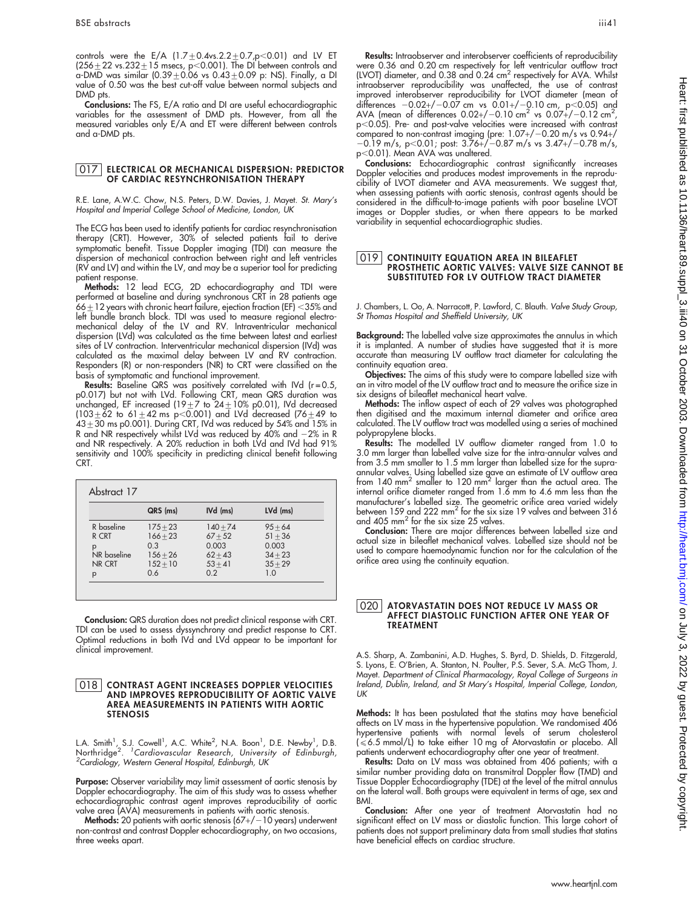controls were the E/A ($1.7 \pm 0.4$vs.$2.2 \pm 0.7$,$p<0.01$) and LV ET ($256 \pm 22$ vs.$232 \pm 15$ msecs, $p<0.001$). The DI between controls and a-DMD was similar ($0.39 \pm 0.06$ vs $0.43 \pm 0.09$ p: NS). Finally, a DI value of 0.50 was the best cut-off value between normal subjects and DMD pts.

**Conclusions:** The FS, E/A ratio and DI are useful echocardiographic variables for the assessment of DMD pts. However, from all the measured variables only E/A and ET were different between controls and a-DMD pts.

## 017 ELECTRICAL OR MECHANICAL DISPERSION: PREDICTOR OF CARDIAC RESYNCHRONISATION THERAPY

R.E. Lane, A.W.C. Chow, N.S. Peters, D.W. Davies, J. Mayet. *St. Mary's Hospital and Imperial College School of Medicine, London, UK*

The ECG has been used to identify patients for cardiac resynchronisation therapy (CRT). However, 30% of selected patients fail to derive symptomatic benefit. Tissue Doppler imaging (TDI) can measure the dispersion of mechanical contraction between right and left ventricles (RV and LV) and within the LV, and may be a superior tool for predicting patient response.

**Methods:** 12 lead ECG, 2D echocardiography and TDI were performed at baseline and during synchronous CRT in 28 patients age $66 \pm 12$ years with chronic heart failure, ejection fraction (EF) <35% and left bundle branch block. TDI was used to measure regional electromechanical delay of the LV and RV. Intraventricular mechanical dispersion (LVd) was calculated as the time between latest and earliest sites of LV contraction. Interventricular mechanical dispersion (IVd) was calculated as the maximal delay between LV and RV contraction. Responders (R) or non-responders (NR) to CRT were classified on the basis of symptomatic and functional improvement.

**Results:** Baseline QRS was positively correlated with IVd (r=0.5, p0.017) but not with LVd. Following CRT, mean QRS duration was unchanged, EF increased ($19 \pm 7$ to $24 \pm 10$% p0.01), IVd decreased ($103 \pm 62$ to $61 \pm 42$ ms $p<0.001$) and LVd decreased ($76 \pm 49$ to $43 \pm 30$ ms p0.001). During CRT, IVd was reduced by 54% and 15% in R and NR respectively whilst LVd was reduced by 40% and −2% in R and NR respectively. A 20% reduction in both LVd and IVd had 91% sensitivity and 100% specificity in predicting clinical benefit following CRT.

Abstract 17

| | QRS (ms) | IVd (ms) | LVd (ms) |
|---|---|---|---|
| R baseline | $175 \pm 23$ | $140 \pm 74$ | $95 \pm 64$ |
| R CRT | $166 \pm 23$ | $67 \pm 52$ | $51 \pm 36$ |
| p | 0.3 | 0.003 | 0.003 |
| NR baseline | $156 \pm 26$ | $62 \pm 43$ | $34 \pm 23$ |
| NR CRT | $152 \pm 10$ | $53 \pm 41$ | $35 \pm 29$ |
| p | 0.6 | 0.2 | 1.0 |

**Conclusion:** QRS duration does not predict clinical response with CRT. TDI can be used to assess dyssynchrony and predict response to CRT. Optimal reductions in both IVd and LVd appear to be important for clinical improvement.

## 018 CONTRAST AGENT INCREASES DOPPLER VELOCITIES AND IMPROVES REPRODUCIBILITY OF AORTIC VALVE AREA MEASUREMENTS IN PATIENTS WITH AORTIC STENOSIS

L.A. Smith[1], S.J. Cowell[1], A.C. White[2], N.A. Boon[1], D.E. Newby[1], D.B. Northridge[2]. [1]*Cardiovascular Research, University of Edinburgh,* [2]*Cardiology, Western General Hospital, Edinburgh, UK*

**Purpose:** Observer variability may limit assessment of aortic stenosis by Doppler echocardiography. The aim of this study was to assess whether echocardiographic contrast agent improves reproducibility of aortic valve area (AVA) measurements in patients with aortic stenosis.

**Methods:** 20 patients with aortic stenosis (67+/−10 years) underwent non-contrast and contrast Doppler echocardiography, on two occasions, three weeks apart.

**Results:** Intraobserver and interobserver coefficients of reproducibility were 0.36 and 0.20 cm respectively for left ventricular outflow tract (LVOT) diameter, and 0.38 and 0.24 cm$^2$ respectively for AVA. Whilst intraobserver reproducibility was unaffected, the use of contrast improved interobserver reproducibility for LVOT diameter (mean of differences −0.02+/−0.07 cm vs 0.01+/−0.10 cm, $p<0.05$) and AVA (mean of differences 0.02+/−0.10 cm$^2$ vs 0.07+/−0.12 cm$^2$, $p<0.05$). Pre- and post-valve velocities were increased with contrast compared to non-contrast imaging (pre: 1.07+/−0.20 m/s vs 0.94+/−0.19 m/s, $p<0.01$; post: 3.76+/−0.87 m/s vs 3.47+/−0.78 m/s, $p<0.01$). Mean AVA was unaltered.

**Conclusions:** Echocardiographic contrast significantly increases Doppler velocities and produces modest improvements in the reproducibility of LVOT diameter and AVA measurements. We suggest that, when assessing patients with aortic stenosis, contrast agents should be considered in the difficult-to-image patients with poor baseline LVOT images or Doppler studies, or when there appears to be marked variability in sequential echocardiographic studies.

## 019 CONTINUITY EQUATION AREA IN BILEAFLET PROSTHETIC AORTIC VALVES: VALVE SIZE CANNOT BE SUBSTITUTED FOR LV OUTFLOW TRACT DIAMETER

J. Chambers, L. Oo, A. Narracott, P. Lawford, C. Blauth. *Valve Study Group, St Thomas Hospital and Sheffield University, UK*

**Background:** The labelled valve size approximates the annulus in which it is implanted. A number of studies have suggested that it is more accurate than measuring LV outflow tract diameter for calculating the continuity equation area.

**Objectives:** The aims of this study were to compare labelled size with an in vitro model of the LV outflow tract and to measure the orifice size in six designs of bileaflet mechanical heart valve.

**Methods:** The inflow aspect of each of 29 valves was photographed then digitised and the maximum internal diameter and orifice area calculated. The LV outflow tract was modelled using a series of machined polypropylene blocks.

**Results:** The modelled LV outflow diameter ranged from 1.0 to 3.0 mm larger than labelled valve size for the intra-annular valves and from 3.5 mm smaller to 1.5 mm larger than labelled size for the supra-annular valves. Using labelled size gave an estimate of LV outflow area from 140 mm$^2$ smaller to 120 mm$^2$ larger than the actual area. The internal orifice diameter ranged from 1.6 mm to 4.6 mm less than the manufacturer's labelled size. The geometric orifice area varied widely between 159 and 222 mm$^2$ for the six size 19 valves and between 316 and 405 mm$^2$ for the six size 25 valves.

**Conclusion:** There are major differences between labelled size and actual size in bileaflet mechanical valves. Labelled size should not be used to compare haemodynamic function nor for the calculation of the orifice area using the continuity equation.

## 020 ATORVASTATIN DOES NOT REDUCE LV MASS OR AFFECT DIASTOLIC FUNCTION AFTER ONE YEAR OF TREATMENT

A.S. Sharp, A. Zambanini, A.D. Hughes, S. Byrd, D. Shields, D. Fitzgerald, S. Lyons, E. O'Brien, A. Stanton, N. Poulter, P.S. Sever, S.A. McG Thom, J. Mayet. *Department of Clinical Pharmacology, Royal College of Surgeons in Ireland, Dublin, Ireland, and St Mary's Hospital, Imperial College, London, UK*

**Methods:** It has been postulated that the statins may have beneficial affects on LV mass in the hypertensive population. We randomised 406 hypertensive patients with normal levels of serum cholesterol (⩽6.5 mmol/L) to take either 10 mg of Atorvastatin or placebo. All patients underwent echocardiography after one year of treatment.

**Results:** Data on LV mass was obtained from 406 patients; with a similar number providing data on transmitral Doppler flow (TMD) and Tissue Doppler Echocardiography (TDE) at the level of the mitral annulus on the lateral wall. Both groups were equivalent in terms of age, sex and BMI.

**Conclusion:** After one year of treatment Atorvastatin had no significant effect on LV mass or diastolic function. This large cohort of patients does not support preliminary data from small studies that statins have beneficial effects on cardiac structure.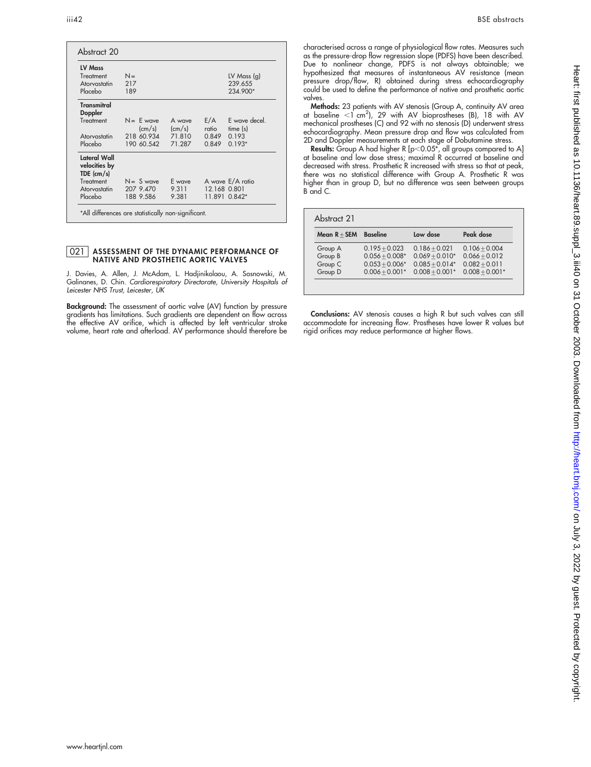Abstract 20

| LV Mass | | | | |
|---|---|---|---|---|
| Treatment | N= | | | LV Mass (g) |
| Atorvastatin | 217 | | | 239.655 |
| Placebo | 189 | | | 234.900* |
| **Transmitral Doppler** | | | | |
| Treatment | N= | E wave (cm/s) | A wave (cm/s) | E/A ratio | E wave decel. time (s) |
| Atorvastatin | 218 | 60.934 | 71.810 | 0.849 | 0.193 |
| Placebo | 190 | 60.542 | 71.287 | 0.849 | 0.193* |
| **Lateral Wall velocities by TDE (cm/s)** | | | | | |
| Treatment | N= | S wave | E wave | A wave | E/A ratio |
| Atorvastatin | 207 | 9.470 | 9.311 | 12.168 | 0.801 |
| Placebo | 188 | 9.586 | 9.381 | 11.891 | 0.842* |

*All differences are statistically non-significant.

## 021 ASSESSMENT OF THE DYNAMIC PERFORMANCE OF NATIVE AND PROSTHETIC AORTIC VALVES

J. Davies, A. Allen, J. McAdam, L. Hadjinikolaou, A. Sosnowski, M. Galinanes, D. Chin. *Cardiorespiratory Directorate, University Hospitals of Leicester NHS Trust, Leicester, UK*

**Background:** The assessment of aortic valve (AV) function by pressure gradients has limitations. Such gradients are dependent on flow across the effective AV orifice, which is affected by left ventricular stroke volume, heart rate and afterload. AV performance should therefore be characterised across a range of physiological flow rates. Measures such as the pressure-drop flow regression slope (PDFS) have been described. Due to nonlinear change, PDFS is not always obtainable; we hypothesized that measures of instantaneous AV resistance (mean pressure drop/flow, R) obtained during stress echocardiography could be used to define the performance of native and prosthetic aortic valves.

**Methods:** 23 patients with AV stenosis (Group A, continuity AV area at baseline <1 $cm^2$), 29 with AV bioprostheses (B), 18 with AV mechanical prostheses (C) and 92 with no stenosis (D) underwent stress echocardiography. Mean pressure drop and flow was calculated from 2D and Doppler measurements at each stage of Dobutamine stress.

**Results:** Group A had higher R [$p<0.05$*, all groups compared to A] at baseline and low dose stress; maximal R occurred at baseline and decreased with stress. Prosthetic R increased with stress so that at peak, there was no statistical difference with Group A. Prosthetic R was higher than in group D, but no difference was seen between groups B and C.

Abstract 21

| Mean R±SEM | Baseline | Low dose | Peak dose |
|---|---|---|---|
| Group A | 0.195±0.023 | 0.186±0.021 | 0.106±0.004 |
| Group B | 0.056±0.008* | 0.069±0.010* | 0.066±0.012 |
| Group C | 0.053±0.006* | 0.085±0.014* | 0.082±0.011 |
| Group D | 0.006±0.001* | 0.008±0.001* | 0.008±0.001* |

**Conclusions:** AV stenosis causes a high R but such valves can still accommodate for increasing flow. Prostheses have lower R values but rigid orifices may reduce performance at higher flows.